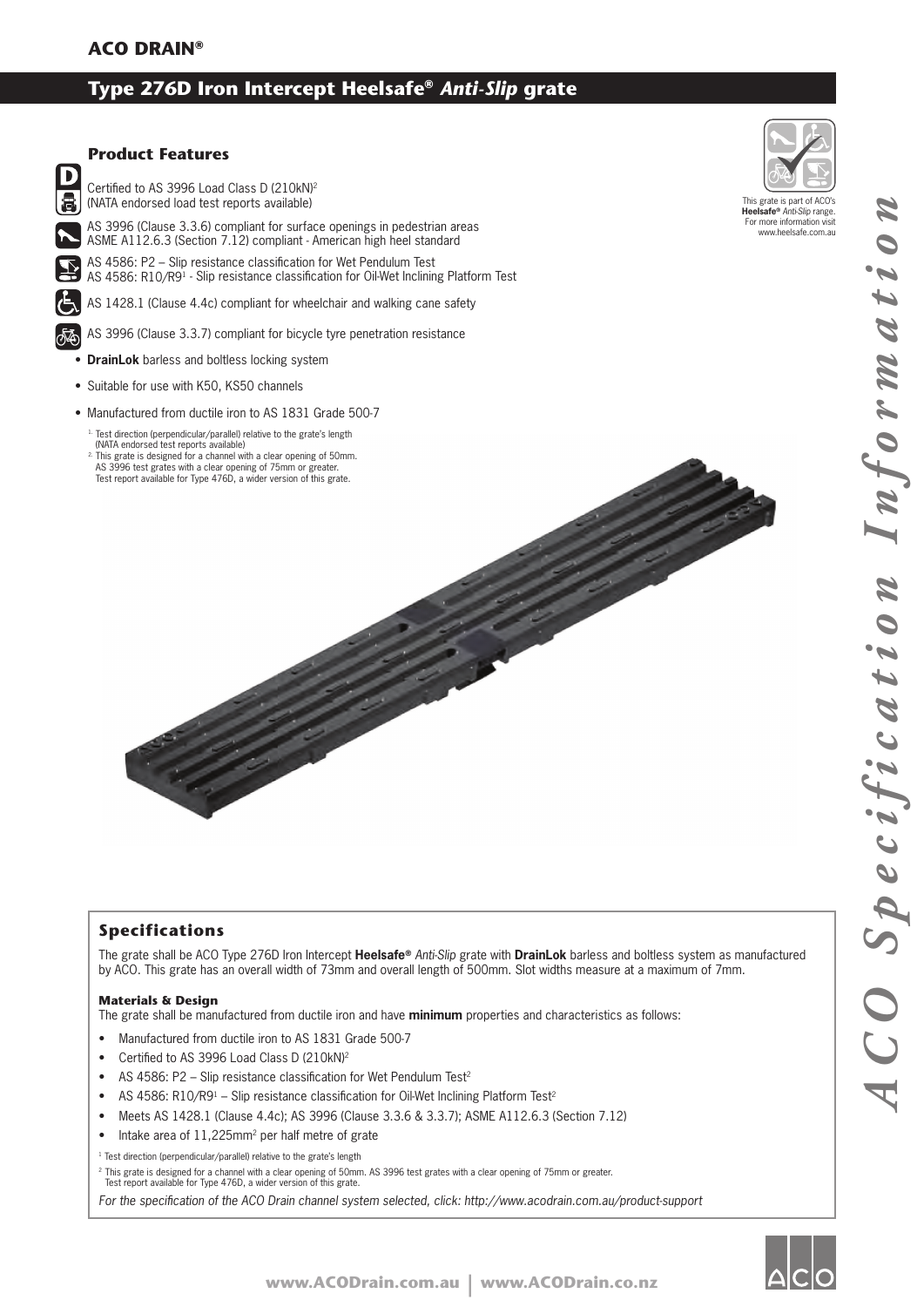**ACO DRAIN®**

# Type 276D Iron Intercept Heelsafe® *Anti-Slip* grate

## Product Features

- Certified to AS 3996 Load Class D (210kN)[2] (NATA endorsed load test reports available)
- AS 3996 (Clause 3.3.6) compliant for surface openings in pedestrian areas
  ASME A112.6.3 (Section 7.12) compliant - American high heel standard
- AS 4586: P2 – Slip resistance classification for Wet Pendulum Test
  AS 4586: R10/R9[1] - Slip resistance classification for Oil-Wet Inclining Platform Test
- AS 1428.1 (Clause 4.4c) compliant for wheelchair and walking cane safety
- AS 3996 (Clause 3.3.7) compliant for bicycle tyre penetration resistance
- **DrainLok** barless and boltless locking system
- Suitable for use with K50, KS50 channels
- Manufactured from ductile iron to AS 1831 Grade 500-7

[1] Test direction (perpendicular/parallel) relative to the grate's length (NATA endorsed test reports available)
[2] This grate is designed for a channel with a clear opening of 50mm. AS 3996 test grates with a clear opening of 75mm or greater. Test report available for Type 476D, a wider version of this grate.

This grate is part of ACO's **Heelsafe®** *Anti-Slip* range. For more information visit www.heelsafe.com.au

## Specifications

The grate shall be ACO Type 276D Iron Intercept **Heelsafe®** *Anti-Slip* grate with **DrainLok** barless and boltless system as manufactured by ACO. This grate has an overall width of 73mm and overall length of 500mm. Slot widths measure at a maximum of 7mm.

### Materials & Design

The grate shall be manufactured from ductile iron and have **minimum** properties and characteristics as follows:

- Manufactured from ductile iron to AS 1831 Grade 500-7
- Certified to AS 3996 Load Class D (210kN)[2]
- AS 4586: P2 – Slip resistance classification for Wet Pendulum Test[2]
- AS 4586: R10/R9[1] – Slip resistance classification for Oil-Wet Inclining Platform Test[2]
- Meets AS 1428.1 (Clause 4.4c); AS 3996 (Clause 3.3.6 & 3.3.7); ASME A112.6.3 (Section 7.12)
- Intake area of 11,225mm$^2$ per half metre of grate

[1] Test direction (perpendicular/parallel) relative to the grate's length

[2] This grate is designed for a channel with a clear opening of 50mm. AS 3996 test grates with a clear opening of 75mm or greater. Test report available for Type 476D, a wider version of this grate.

*For the specification of the ACO Drain channel system selected, click: http://www.acodrain.com.au/product-support*

*ACO Specification Information*

www.ACODrain.com.au | www.ACODrain.co.nz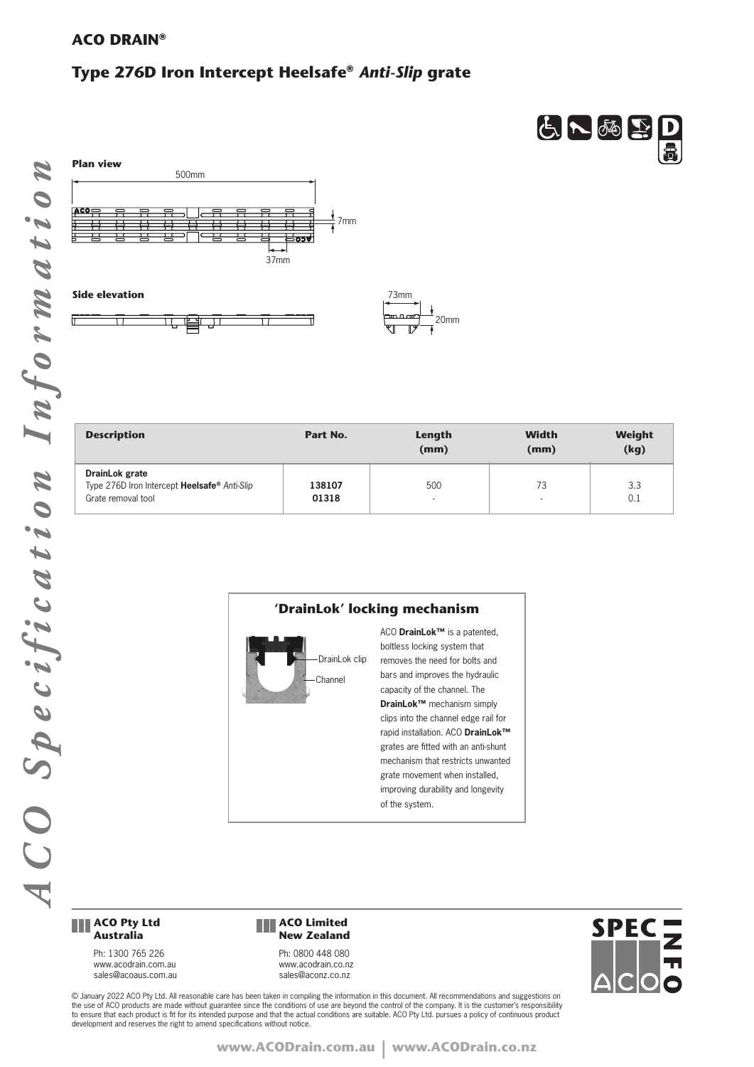**ACO DRAIN®**

# Type 276D Iron Intercept Heelsafe® *Anti-Slip* grate

D

**Plan view**

500mm

7mm

37mm

**Side elevation**

73mm

20mm

| **Description** | **Part No.** | **Length (mm)** | **Width (mm)** | **Weight (kg)** |
|---|---|---|---|---|
| **DrainLok grate** | | | | |
| Type 276D Iron Intercept **Heelsafe®** *Anti-Slip* | **138107** | 500 | 73 | 3.3 |
| Grate removal tool | **01318** | - | - | 0.1 |

## 'DrainLok' locking mechanism

DrainLok clip

Channel

ACO **DrainLok™** is a patented, boltless locking system that removes the need for bolts and bars and improves the hydraulic capacity of the channel. The **DrainLok™** mechanism simply clips into the channel edge rail for rapid installation. ACO **DrainLok™** grates are fitted with an anti-shunt mechanism that restricts unwanted grate movement when installed, improving durability and longevity of the system.

**ACO Pty Ltd Australia**

Ph: 1300 765 226
www.acodrain.com.au
sales@acoaus.com.au

**ACO Limited New Zealand**

Ph: 0800 448 080
www.acodrain.co.nz
sales@aconz.co.nz

© January 2022 ACO Pty Ltd. All reasonable care has been taken in compiling the information in this document. All recommendations and suggestions on the use of ACO products are made without guarantee since the conditions of use are beyond the control of the company. It is the customer's responsibility to ensure that each product is fit for its intended purpose and that the actual conditions are suitable. ACO Pty Ltd. pursues a policy of continuous product development and reserves the right to amend specifications without notice.

**www.ACODrain.com.au | www.ACODrain.co.nz**